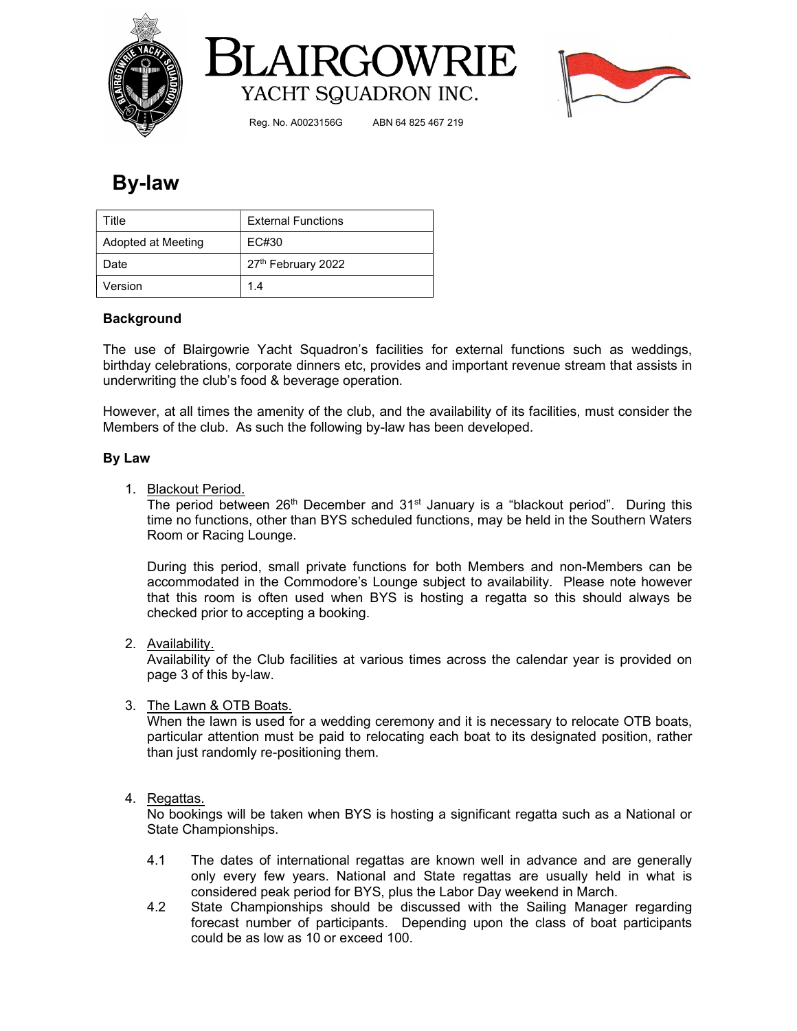# BLAIRGOWRIE

YACHT SQUADRON INC.

Reg. No. A0023156G    ABN 64 825 467 219

## By-law

| Title | External Functions |
|---|---|
| Adopted at Meeting | EC#30 |
| Date | 27th February 2022 |
| Version | 1.4 |

### Background

The use of Blairgowrie Yacht Squadron's facilities for external functions such as weddings, birthday celebrations, corporate dinners etc, provides and important revenue stream that assists in underwriting the club's food & beverage operation.

However, at all times the amenity of the club, and the availability of its facilities, must consider the Members of the club. As such the following by-law has been developed.

### By Law

1. Blackout Period.
   The period between 26th December and 31st January is a "blackout period". During this time no functions, other than BYS scheduled functions, may be held in the Southern Waters Room or Racing Lounge.

   During this period, small private functions for both Members and non-Members can be accommodated in the Commodore's Lounge subject to availability. Please note however that this room is often used when BYS is hosting a regatta so this should always be checked prior to accepting a booking.

2. Availability.
   Availability of the Club facilities at various times across the calendar year is provided on page 3 of this by-law.

3. The Lawn & OTB Boats.
   When the lawn is used for a wedding ceremony and it is necessary to relocate OTB boats, particular attention must be paid to relocating each boat to its designated position, rather than just randomly re-positioning them.

4. Regattas.
   No bookings will be taken when BYS is hosting a significant regatta such as a National or State Championships.

   4.1 The dates of international regattas are known well in advance and are generally only every few years. National and State regattas are usually held in what is considered peak period for BYS, plus the Labor Day weekend in March.

   4.2 State Championships should be discussed with the Sailing Manager regarding forecast number of participants. Depending upon the class of boat participants could be as low as 10 or exceed 100.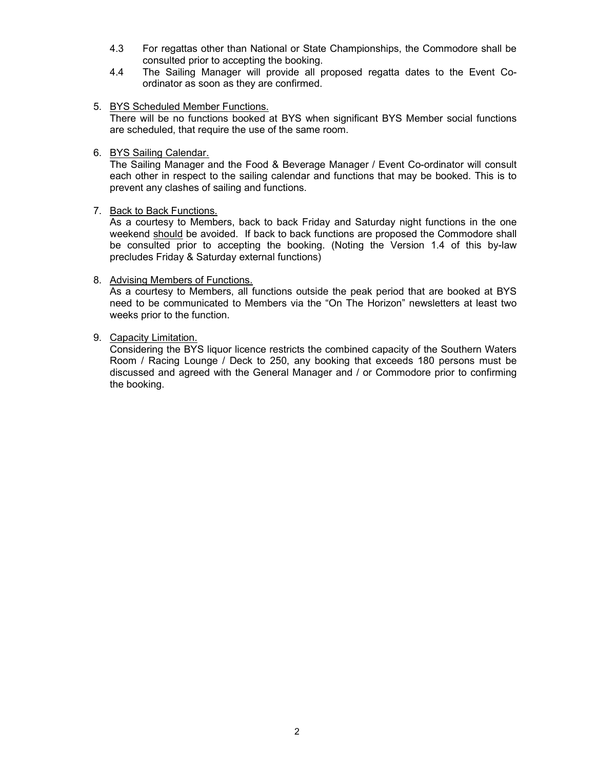4.3 For regattas other than National or State Championships, the Commodore shall be consulted prior to accepting the booking.

4.4 The Sailing Manager will provide all proposed regatta dates to the Event Co-ordinator as soon as they are confirmed.

5. <u>BYS Scheduled Member Functions.</u>
   There will be no functions booked at BYS when significant BYS Member social functions are scheduled, that require the use of the same room.

6. <u>BYS Sailing Calendar.</u>
   The Sailing Manager and the Food & Beverage Manager / Event Co-ordinator will consult each other in respect to the sailing calendar and functions that may be booked. This is to prevent any clashes of sailing and functions.

7. <u>Back to Back Functions.</u>
   As a courtesy to Members, back to back Friday and Saturday night functions in the one weekend <u>should</u> be avoided. If back to back functions are proposed the Commodore shall be consulted prior to accepting the booking. (Noting the Version 1.4 of this by-law precludes Friday & Saturday external functions)

8. <u>Advising Members of Functions.</u>
   As a courtesy to Members, all functions outside the peak period that are booked at BYS need to be communicated to Members via the "On The Horizon" newsletters at least two weeks prior to the function.

9. <u>Capacity Limitation.</u>
   Considering the BYS liquor licence restricts the combined capacity of the Southern Waters Room / Racing Lounge / Deck to 250, any booking that exceeds 180 persons must be discussed and agreed with the General Manager and / or Commodore prior to confirming the booking.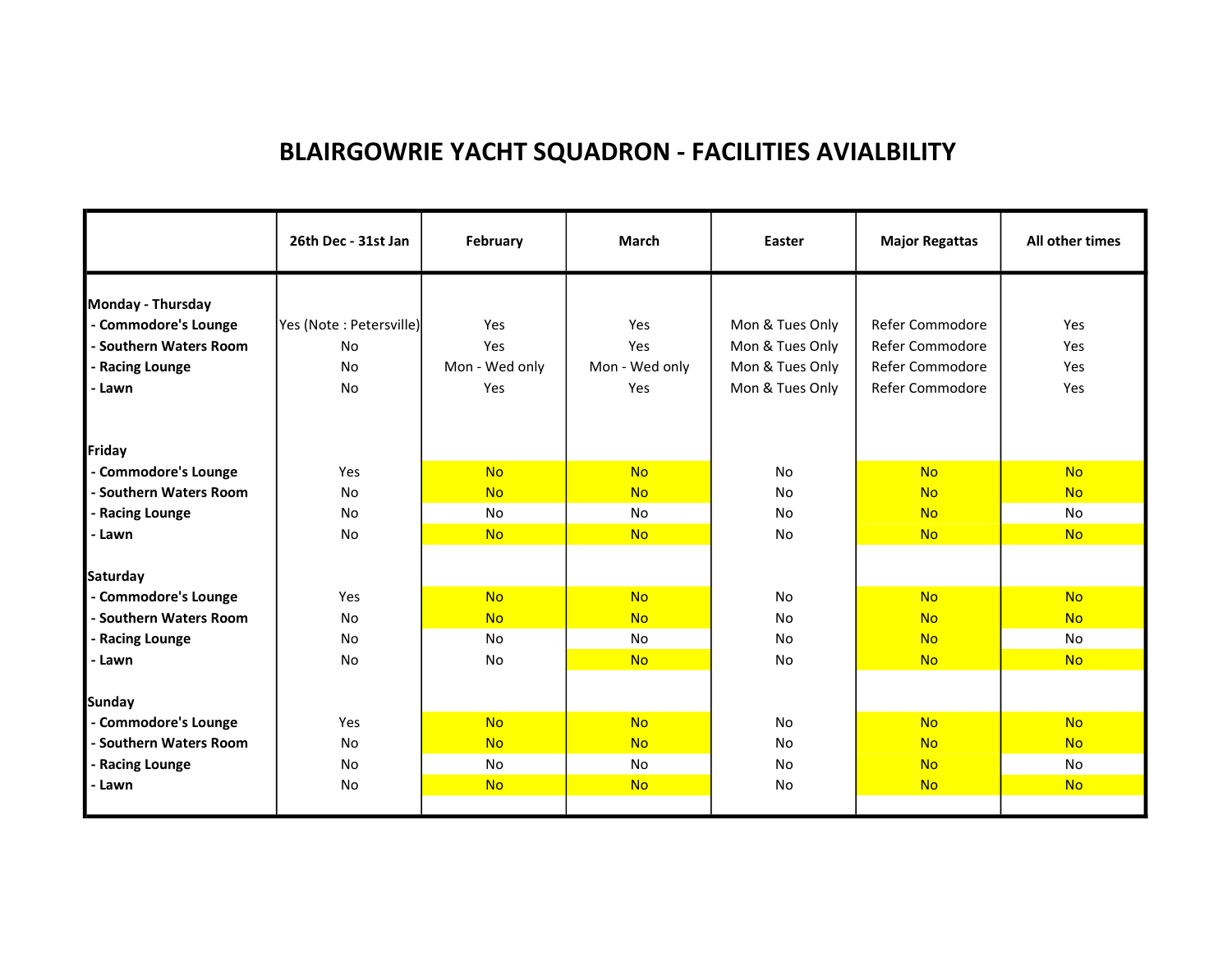# BLAIRGOWRIE YACHT SQUADRON - FACILITIES AVIALBILITY

| | 26th Dec - 31st Jan | February | March | Easter | Major Regattas | All other times |
|---|---|---|---|---|---|---|
| **Monday - Thursday** | | | | | | |
| **- Commodore's Lounge** | Yes (Note : Petersville) | Yes | Yes | Mon & Tues Only | Refer Commodore | Yes |
| **- Southern Waters Room** | No | Yes | Yes | Mon & Tues Only | Refer Commodore | Yes |
| **- Racing Lounge** | No | Mon - Wed only | Mon - Wed only | Mon & Tues Only | Refer Commodore | Yes |
| **- Lawn** | No | Yes | Yes | Mon & Tues Only | Refer Commodore | Yes |
| **Friday** | | | | | | |
| **- Commodore's Lounge** | Yes | No | No | No | No | No |
| **- Southern Waters Room** | No | No | No | No | No | No |
| **- Racing Lounge** | No | No | No | No | No | No |
| **- Lawn** | No | No | No | No | No | No |
| **Saturday** | | | | | | |
| **- Commodore's Lounge** | Yes | No | No | No | No | No |
| **- Southern Waters Room** | No | No | No | No | No | No |
| **- Racing Lounge** | No | No | No | No | No | No |
| **- Lawn** | No | No | No | No | No | No |
| **Sunday** | | | | | | |
| **- Commodore's Lounge** | Yes | No | No | No | No | No |
| **- Southern Waters Room** | No | No | No | No | No | No |
| **- Racing Lounge** | No | No | No | No | No | No |
| **- Lawn** | No | No | No | No | No | No |